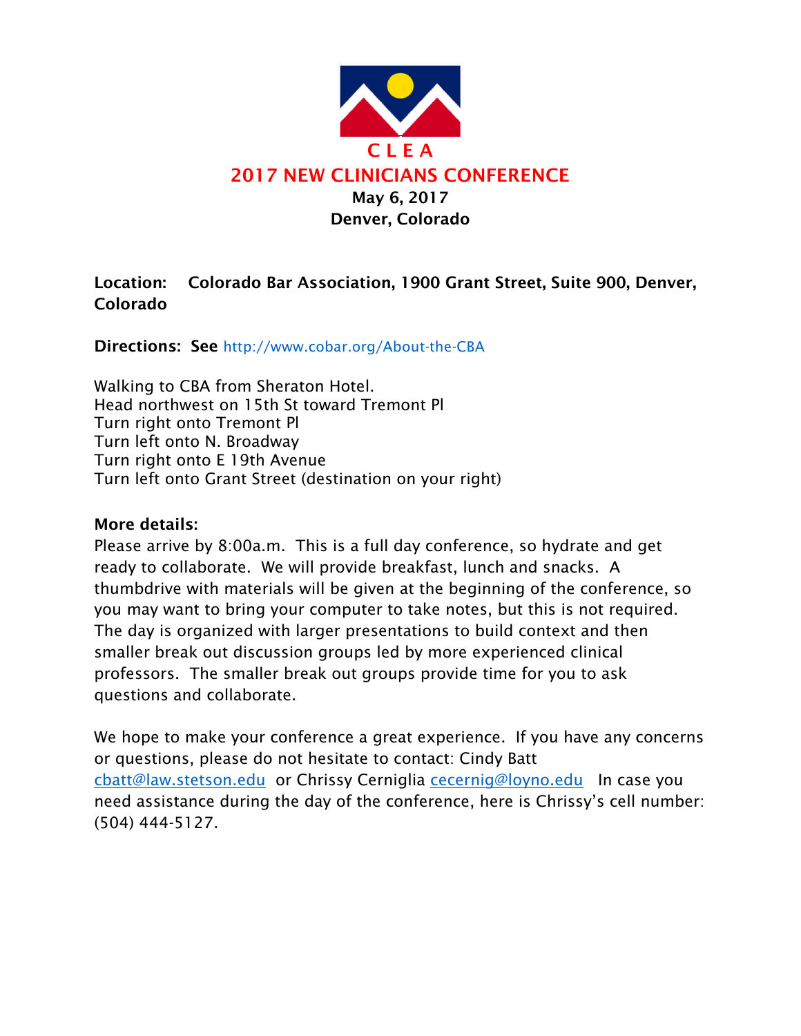# C L E A

## 2017 NEW CLINICIANS CONFERENCE

**May 6, 2017**
**Denver, Colorado**

**Location: Colorado Bar Association, 1900 Grant Street, Suite 900, Denver, Colorado**

**Directions: See** http://www.cobar.org/About-the-CBA

Walking to CBA from Sheraton Hotel.
Head northwest on 15th St toward Tremont Pl
Turn right onto Tremont Pl
Turn left onto N. Broadway
Turn right onto E 19th Avenue
Turn left onto Grant Street (destination on your right)

**More details:**
Please arrive by 8:00a.m. This is a full day conference, so hydrate and get ready to collaborate. We will provide breakfast, lunch and snacks. A thumbdrive with materials will be given at the beginning of the conference, so you may want to bring your computer to take notes, but this is not required. The day is organized with larger presentations to build context and then smaller break out discussion groups led by more experienced clinical professors. The smaller break out groups provide time for you to ask questions and collaborate.

We hope to make your conference a great experience. If you have any concerns or questions, please do not hesitate to contact: Cindy Batt cbatt@law.stetson.edu or Chrissy Cerniglia cecernig@loyno.edu In case you need assistance during the day of the conference, here is Chrissy's cell number: (504) 444-5127.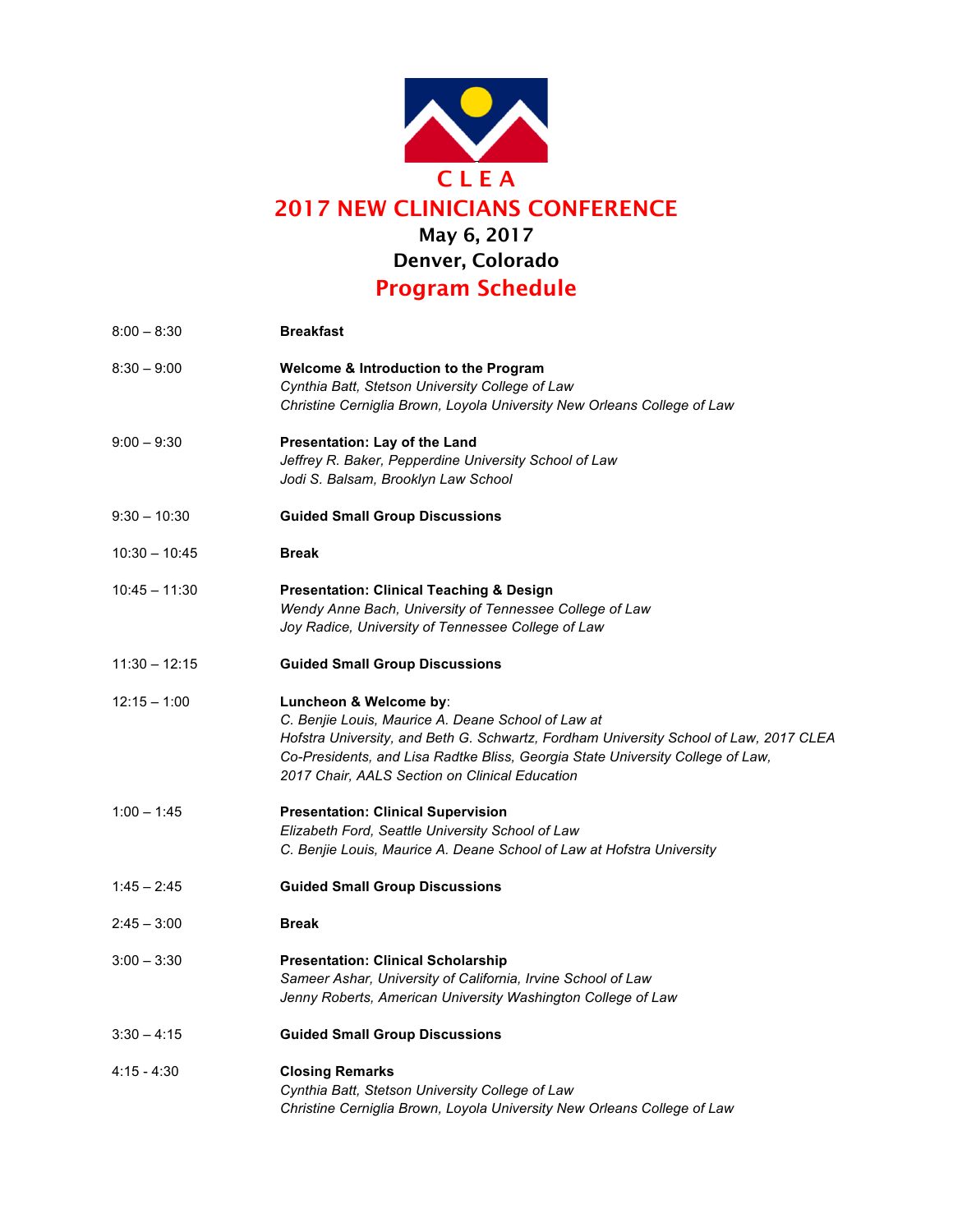# C L E A

# 2017 NEW CLINICIANS CONFERENCE

### May 6, 2017

### Denver, Colorado

## Program Schedule

| | |
|---|---|
| 8:00 – 8:30 | **Breakfast** |
| 8:30 – 9:00 | **Welcome & Introduction to the Program**<br>*Cynthia Batt, Stetson University College of Law*<br>*Christine Cerniglia Brown, Loyola University New Orleans College of Law* |
| 9:00 – 9:30 | **Presentation: Lay of the Land**<br>*Jeffrey R. Baker, Pepperdine University School of Law*<br>*Jodi S. Balsam, Brooklyn Law School* |
| 9:30 – 10:30 | **Guided Small Group Discussions** |
| 10:30 – 10:45 | **Break** |
| 10:45 – 11:30 | **Presentation: Clinical Teaching & Design**<br>*Wendy Anne Bach, University of Tennessee College of Law*<br>*Joy Radice, University of Tennessee College of Law* |
| 11:30 – 12:15 | **Guided Small Group Discussions** |
| 12:15 – 1:00 | **Luncheon & Welcome by**:<br>*C. Benjie Louis, Maurice A. Deane School of Law at Hofstra University, and Beth G. Schwartz, Fordham University School of Law, 2017 CLEA Co-Presidents, and Lisa Radtke Bliss, Georgia State University College of Law, 2017 Chair, AALS Section on Clinical Education* |
| 1:00 – 1:45 | **Presentation: Clinical Supervision**<br>*Elizabeth Ford, Seattle University School of Law*<br>*C. Benjie Louis, Maurice A. Deane School of Law at Hofstra University* |
| 1:45 – 2:45 | **Guided Small Group Discussions** |
| 2:45 – 3:00 | **Break** |
| 3:00 – 3:30 | **Presentation: Clinical Scholarship**<br>*Sameer Ashar, University of California, Irvine School of Law*<br>*Jenny Roberts, American University Washington College of Law* |
| 3:30 – 4:15 | **Guided Small Group Discussions** |
| 4:15 - 4:30 | **Closing Remarks**<br>*Cynthia Batt, Stetson University College of Law*<br>*Christine Cerniglia Brown, Loyola University New Orleans College of Law* |